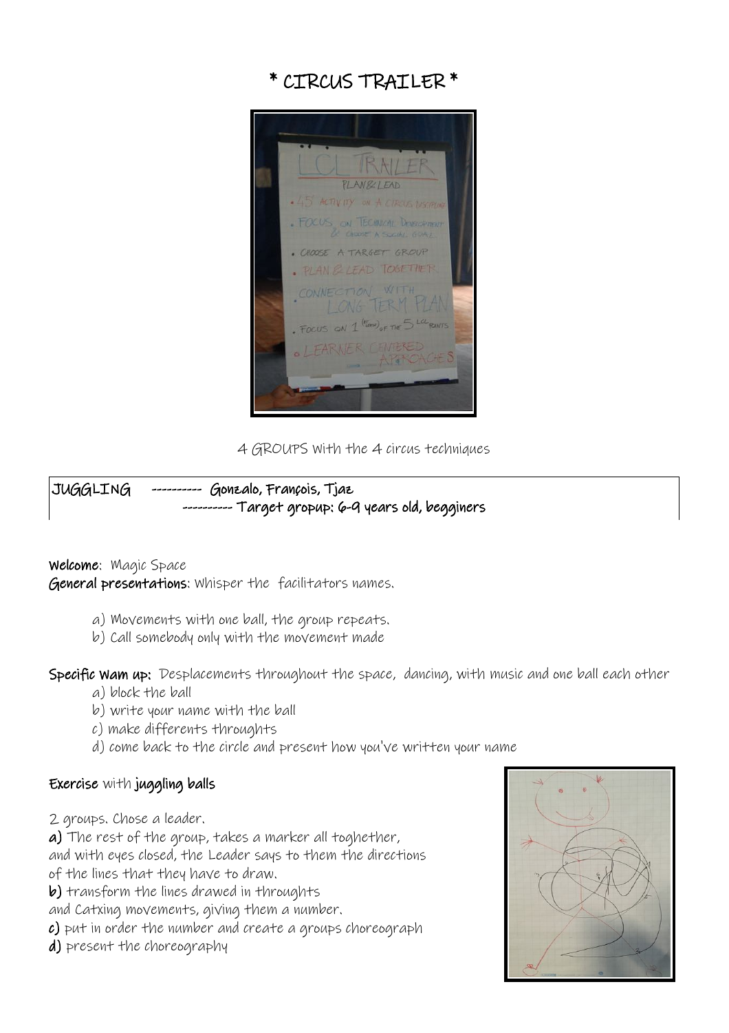# * CIRCUS TRAILER *

4 GROUPS with the 4 circus techniques

JUGGLING ---------- Gonzalo, François, Tjaz
---------- Target gropup: 6-9 years old, begginers

**Welcome**: Magic Space
**General presentations**: Whisper the facilitators names.

a) Movements with one ball, the group repeats.
b) Call somebody only with the movement made

**Specific Wam up:** Desplacements throughout the space, dancing, with music and one ball each other
a) block the ball
b) write your name with the ball
c) make differents throughts
d) come back to the circle and present how you've written your name

## Exercise with juggling balls

2 groups. Chose a leader.
**a)** The rest of the group, takes a marker all toghether, and with eyes closed, the Leader says to them the directions of the lines that they have to draw.
**b)** transform the lines drawed in throughts and Catxing movements, giving them a number.
**c)** put in order the number and create a groups choreograph
**d)** present the choreography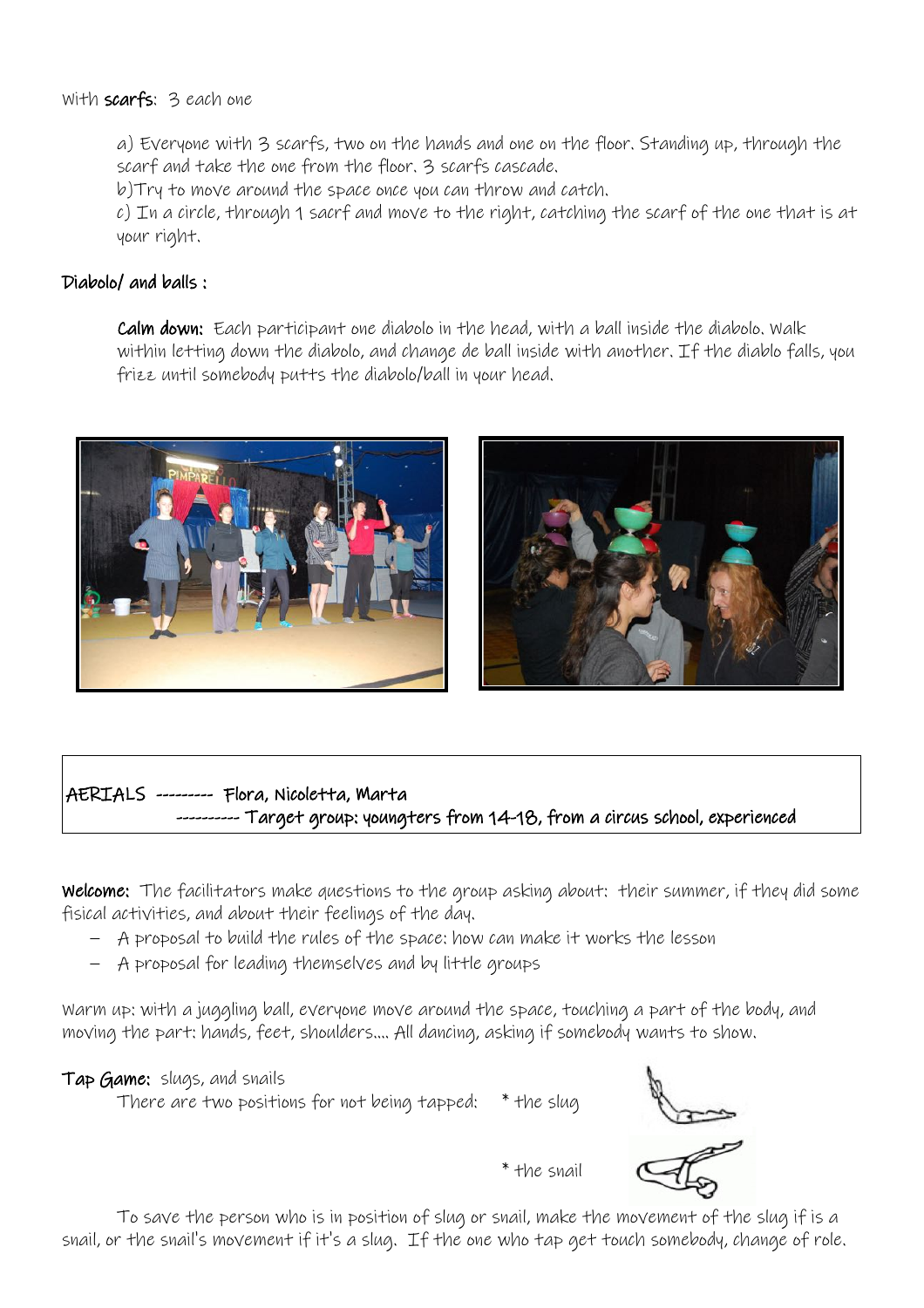With **scarfs**: 3 each one

a) Everyone with 3 scarfs, two on the hands and one on the floor. Standing up, through the scarf and take the one from the floor. 3 scarfs cascade.
b)Try to move around the space once you can throw and catch.
c) In a circle, through 1 sacrf and move to the right, catching the scarf of the one that is at your right.

**Diabolo/ and balls :**

**Calm down:** Each participant one diabolo in the head, with a ball inside the diabolo. Walk within letting down the diabolo, and change de ball inside with another. If the diablo falls, you frizz until somebody putts the diabolo/ball in your head.

AERIALS --------- Flora, Nicoletta, Marta
---------- Target group: youngters from 14-18, from a circus school, experienced

**Welcome:** The facilitators make questions to the group asking about: their summer, if they did some fisical activities, and about their feelings of the day.

- A proposal to build the rules of the space: how can make it works the lesson
- A proposal for leading themselves and by little groups

Warm up: with a juggling ball, everyone move around the space, touching a part of the body, and moving the part: hands, feet, shoulders.... All dancing, asking if somebody wants to show.

**Tap Game:** slugs, and snails

There are two positions for not being tapped: * the slug

* the snail

To save the person who is in position of slug or snail, make the movement of the slug if is a snail, or the snail's movement if it's a slug. If the one who tap get touch somebody, change of role.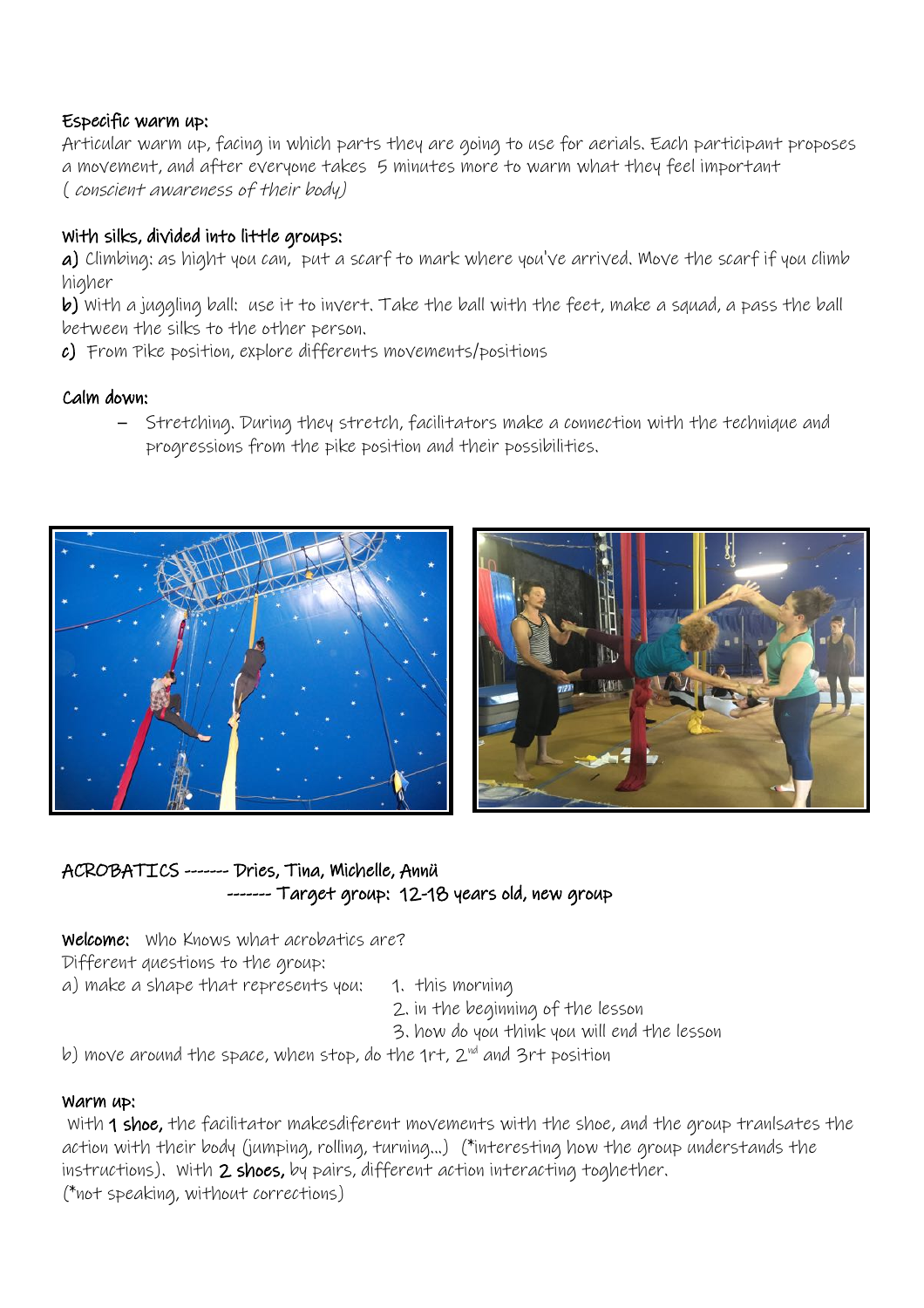**Especific warm up:**
Articular warm up, facing in which parts they are going to use for aerials. Each participant proposes a movement, and after everyone takes 5 minutes more to warm what they feel important
( *conscient awareness of their body)*

**With silks, divided into little groups:**

**a)** Climbing: as hight you can, put a scarf to mark where you've arrived. Move the scarf if you climb higher

**b)** With a juggling ball: use it to invert. Take the ball with the feet, make a squad, a pass the ball between the silks to the other person.

**c)** From Pike position, explore differents movements/positions

**Calm down:**

- Stretching. During they stretch, facilitators make a connection with the technique and progressions from the pike position and their possibilities.

ACROBATICS ------- Dries, Tina, Michelle, Annü
------- Target group: 12-18 years old, new group

**Welcome:** Who Knows what acrobatics are?
Different questions to the group:
a) make a shape that represents you:
1. this morning
2. in the beginning of the lesson
3. how do you think you will end the lesson

b) move around the space, when stop, do the 1rt, 2nd and 3rt position

**Warm up:**
With **1 shoe,** the facilitator makesdiferent movements with the shoe, and the group tranlsates the action with their body (jumping, rolling, turning...) (*interesting how the group understands the instructions). With **2 shoes,** by pairs, different action interacting toghether.
(*not speaking, without corrections)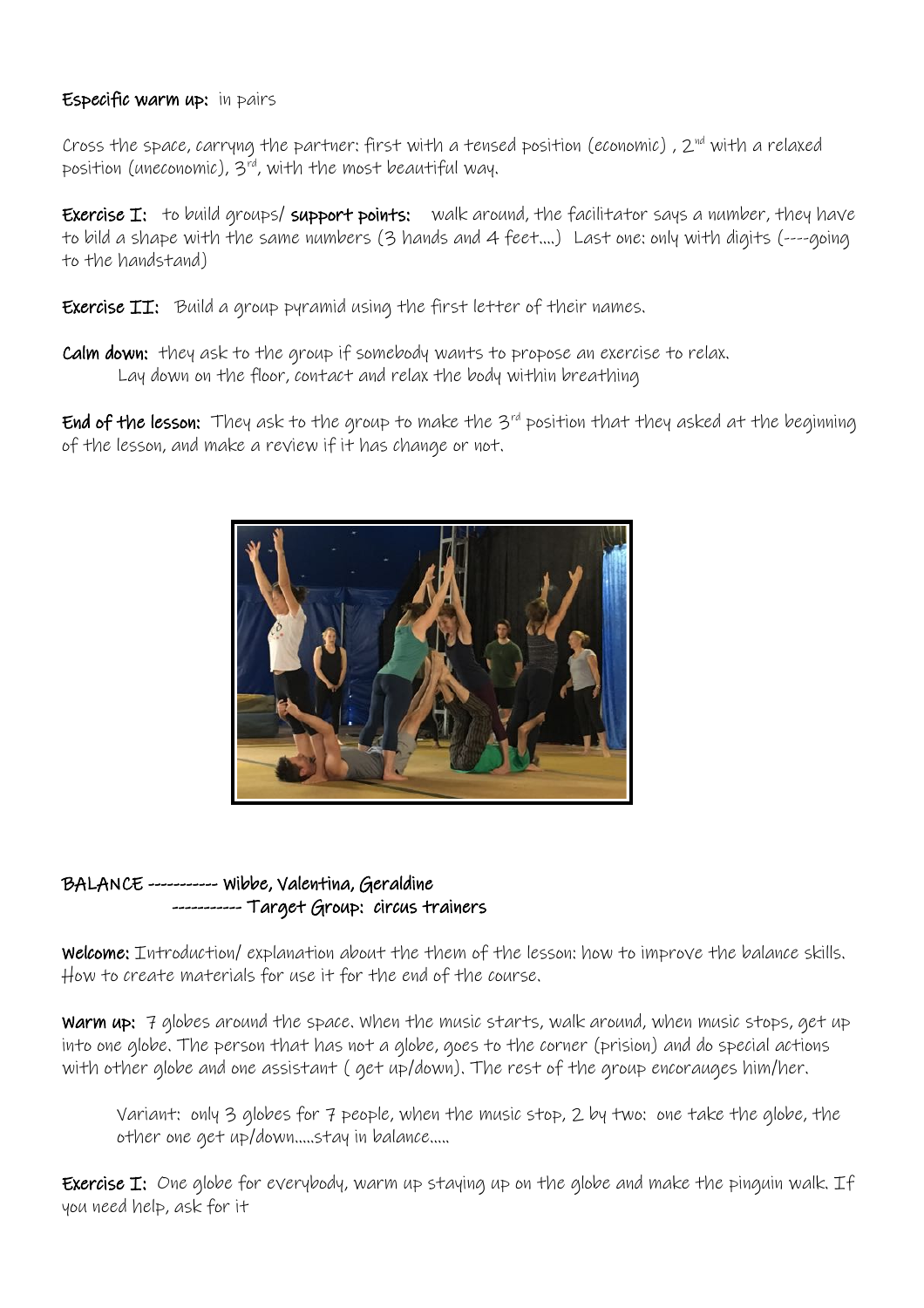**Especific warm up:** in pairs

Cross the space, carryng the partner: first with a tensed position (economic) , 2nd with a relaxed position (uneconomic), 3rd, with the most beautiful way.

**Exercise I:** to build groups/ **support points:** walk around, the facilitator says a number, they have to bild a shape with the same numbers (3 hands and 4 feet....) Last one: only with digits (----going to the handstand)

**Exercise II:** Build a group pyramid using the first letter of their names.

**Calm down:** they ask to the group if somebody wants to propose an exercise to relax.
Lay down on the floor, contact and relax the body within breathing

**End of the lesson:** They ask to the group to make the 3rd position that they asked at the beginning of the lesson, and make a review if it has change or not.

**BALANCE ----------- Wibbe, Valentina, Geraldine**
**----------- Target Group: circus trainers**

**Welcome:** Introduction/ explanation about the them of the lesson: how to improve the balance skills. How to create materials for use it for the end of the course.

**Warm up:** 7 globes around the space. When the music starts, walk around, when music stops, get up into one globe. The person that has not a globe, goes to the corner (prision) and do special actions with other globe and one assistant ( get up/down). The rest of the group encorauges him/her.

> Variant: only 3 globes for 7 people, when the music stop, 2 by two: one take the globe, the other one get up/down.....stay in balance.....

**Exercise I:** One globe for everybody, warm up staying up on the globe and make the pinguin walk. If you need help, ask for it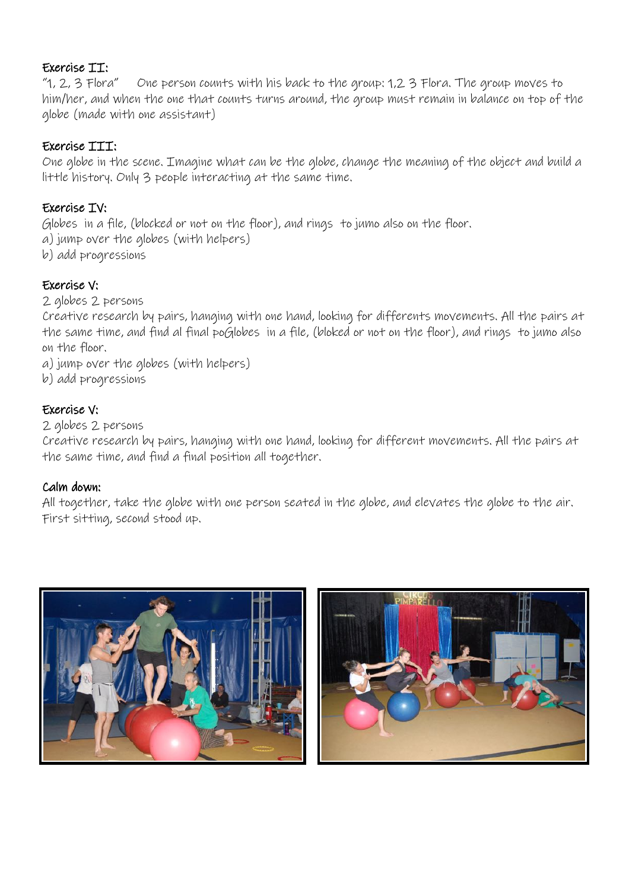**Exercise II:**
"1, 2, 3 Flora"  One person counts with his back to the group: 1,2 3 Flora. The group moves to him/her, and when the one that counts turns around, the group must remain in balance on top of the globe (made with one assistant)

**Exercise III:**
One globe in the scene. Imagine what can be the globe, change the meaning of the object and build a little history. Only 3 people interacting at the same time.

**Exercise IV:**
Globes in a file, (blocked or not on the floor), and rings to jumo also on the floor.
a) jump over the globes (with helpers)
b) add progressions

**Exercise V:**
2 globes 2 persons
Creative research by pairs, hanging with one hand, looking for differents movements. All the pairs at the same time, and find al final poGlobes in a file, (bloked or not on the floor), and rings to jumo also on the floor.
a) jump over the globes (with helpers)
b) add progressions

**Exercise V:**
2 globes 2 persons
Creative research by pairs, hanging with one hand, looking for different movements. All the pairs at the same time, and find a final position all together.

**Calm down:**
All together, take the globe with one person seated in the globe, and elevates the globe to the air. First sitting, second stood up.